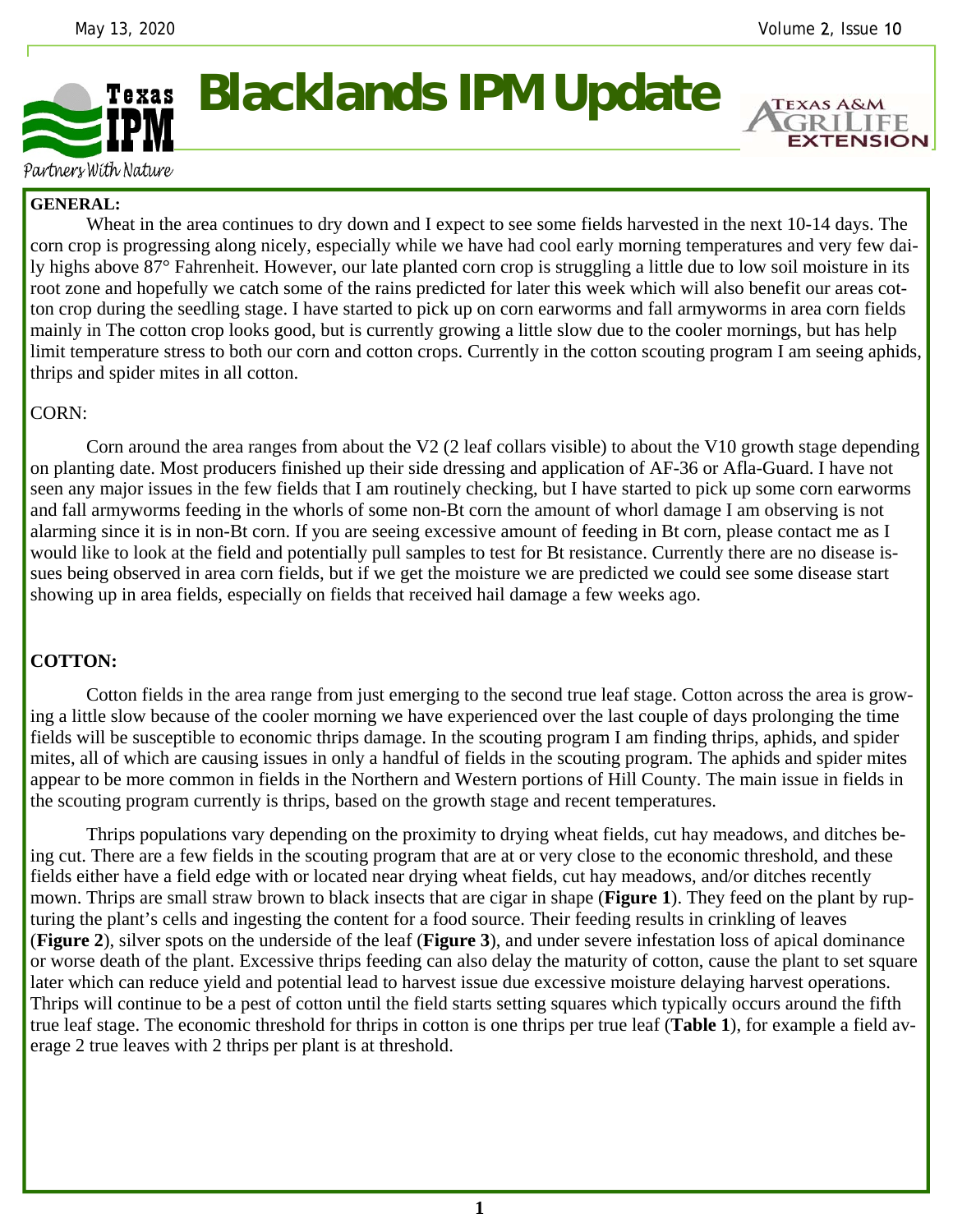# Blacklands IPM Update

Texas IPM — Partners With Nature

Texas A&M AgriLife Extension

**GENERAL:**

Wheat in the area continues to dry down and I expect to see some fields harvested in the next 10-14 days. The corn crop is progressing along nicely, especially while we have had cool early morning temperatures and very few daily highs above 87° Fahrenheit. However, our late planted corn crop is struggling a little due to low soil moisture in its root zone and hopefully we catch some of the rains predicted for later this week which will also benefit our areas cotton crop during the seedling stage. I have started to pick up on corn earworms and fall armyworms in area corn fields mainly in The cotton crop looks good, but is currently growing a little slow due to the cooler mornings, but has help limit temperature stress to both our corn and cotton crops. Currently in the cotton scouting program I am seeing aphids, thrips and spider mites in all cotton.

CORN:

Corn around the area ranges from about the V2 (2 leaf collars visible) to about the V10 growth stage depending on planting date. Most producers finished up their side dressing and application of AF-36 or Afla-Guard. I have not seen any major issues in the few fields that I am routinely checking, but I have started to pick up some corn earworms and fall armyworms feeding in the whorls of some non-Bt corn the amount of whorl damage I am observing is not alarming since it is in non-Bt corn. If you are seeing excessive amount of feeding in Bt corn, please contact me as I would like to look at the field and potentially pull samples to test for Bt resistance. Currently there are no disease issues being observed in area corn fields, but if we get the moisture we are predicted we could see some disease start showing up in area fields, especially on fields that received hail damage a few weeks ago.

**COTTON:**

Cotton fields in the area range from just emerging to the second true leaf stage. Cotton across the area is growing a little slow because of the cooler morning we have experienced over the last couple of days prolonging the time fields will be susceptible to economic thrips damage. In the scouting program I am finding thrips, aphids, and spider mites, all of which are causing issues in only a handful of fields in the scouting program. The aphids and spider mites appear to be more common in fields in the Northern and Western portions of Hill County. The main issue in fields in the scouting program currently is thrips, based on the growth stage and recent temperatures.

Thrips populations vary depending on the proximity to drying wheat fields, cut hay meadows, and ditches being cut. There are a few fields in the scouting program that are at or very close to the economic threshold, and these fields either have a field edge with or located near drying wheat fields, cut hay meadows, and/or ditches recently mown. Thrips are small straw brown to black insects that are cigar in shape (**Figure 1**). They feed on the plant by rupturing the plant's cells and ingesting the content for a food source. Their feeding results in crinkling of leaves (**Figure 2**), silver spots on the underside of the leaf (**Figure 3**), and under severe infestation loss of apical dominance or worse death of the plant. Excessive thrips feeding can also delay the maturity of cotton, cause the plant to set square later which can reduce yield and potential lead to harvest issue due excessive moisture delaying harvest operations. Thrips will continue to be a pest of cotton until the field starts setting squares which typically occurs around the fifth true leaf stage. The economic threshold for thrips in cotton is one thrips per true leaf (**Table 1**), for example a field average 2 true leaves with 2 thrips per plant is at threshold.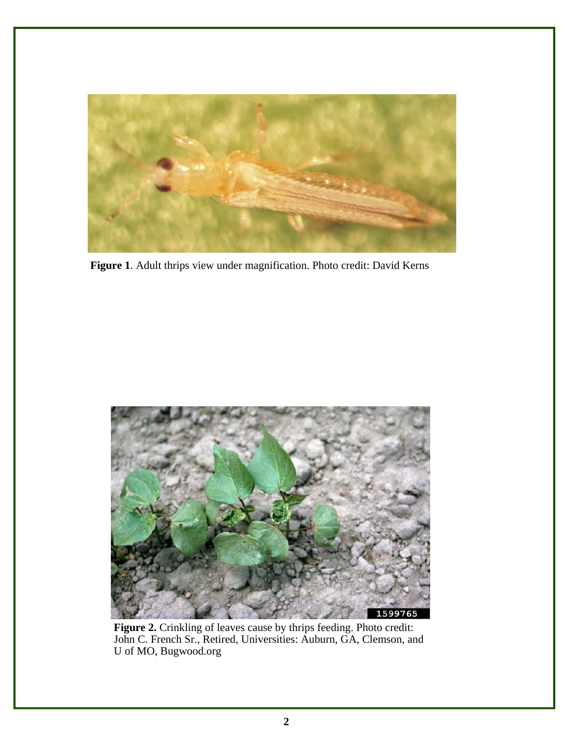**Figure 1**. Adult thrips view under magnification. Photo credit: David Kerns

**Figure 2.** Crinkling of leaves cause by thrips feeding. Photo credit: John C. French Sr., Retired, Universities: Auburn, GA, Clemson, and U of MO, Bugwood.org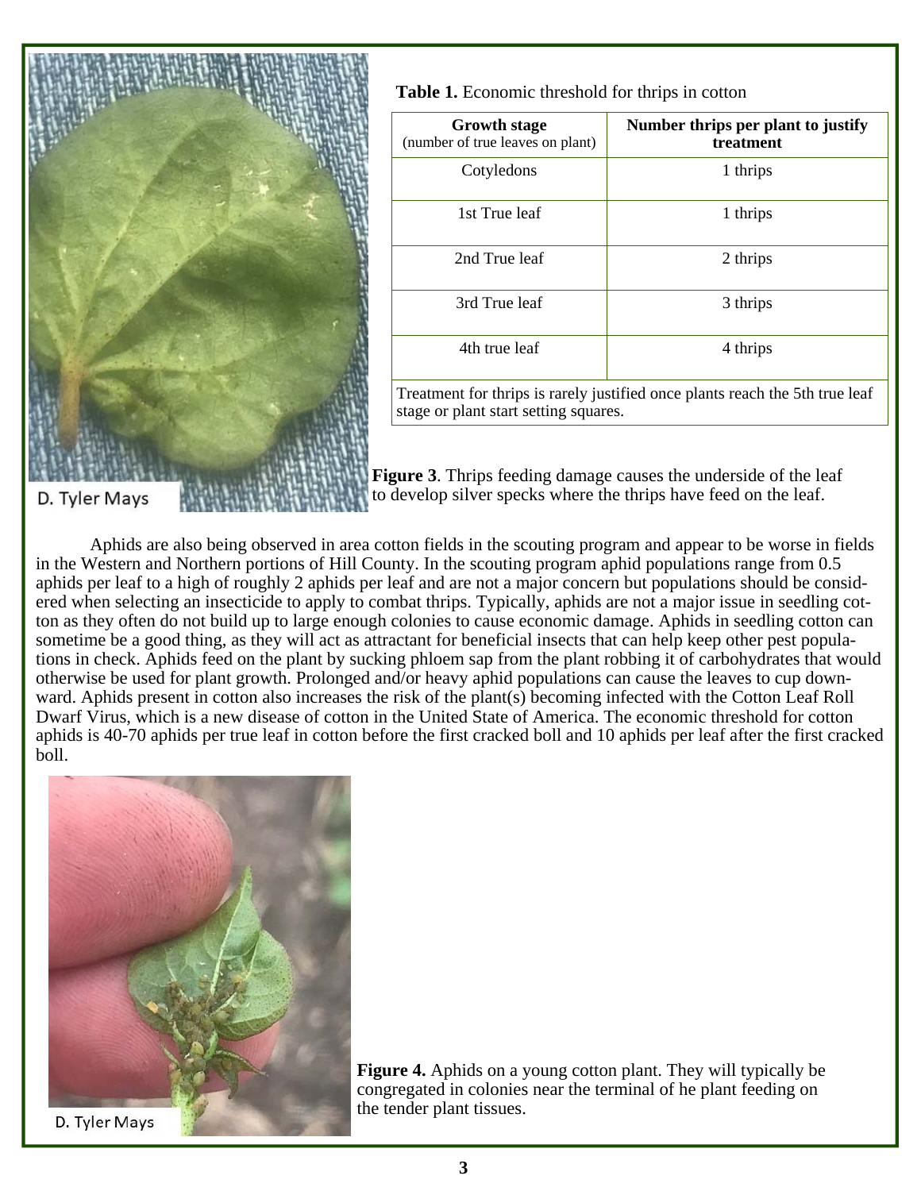**Table 1.** Economic threshold for thrips in cotton

| **Growth stage** (number of true leaves on plant) | **Number thrips per plant to justify treatment** |
|---|---|
| Cotyledons | 1 thrips |
| 1st True leaf | 1 thrips |
| 2nd True leaf | 2 thrips |
| 3rd True leaf | 3 thrips |
| 4th true leaf | 4 thrips |
| Treatment for thrips is rarely justified once plants reach the 5th true leaf stage or plant start setting squares. | |

**Figure 3**. Thrips feeding damage causes the underside of the leaf to develop silver specks where the thrips have feed on the leaf.

Aphids are also being observed in area cotton fields in the scouting program and appear to be worse in fields in the Western and Northern portions of Hill County. In the scouting program aphid populations range from 0.5 aphids per leaf to a high of roughly 2 aphids per leaf and are not a major concern but populations should be considered when selecting an insecticide to apply to combat thrips. Typically, aphids are not a major issue in seedling cotton as they often do not build up to large enough colonies to cause economic damage. Aphids in seedling cotton can sometime be a good thing, as they will act as attractant for beneficial insects that can help keep other pest populations in check. Aphids feed on the plant by sucking phloem sap from the plant robbing it of carbohydrates that would otherwise be used for plant growth. Prolonged and/or heavy aphid populations can cause the leaves to cup downward. Aphids present in cotton also increases the risk of the plant(s) becoming infected with the Cotton Leaf Roll Dwarf Virus, which is a new disease of cotton in the United State of America. The economic threshold for cotton aphids is 40-70 aphids per true leaf in cotton before the first cracked boll and 10 aphids per leaf after the first cracked boll.

**Figure 4.** Aphids on a young cotton plant. They will typically be congregated in colonies near the terminal of he plant feeding on the tender plant tissues.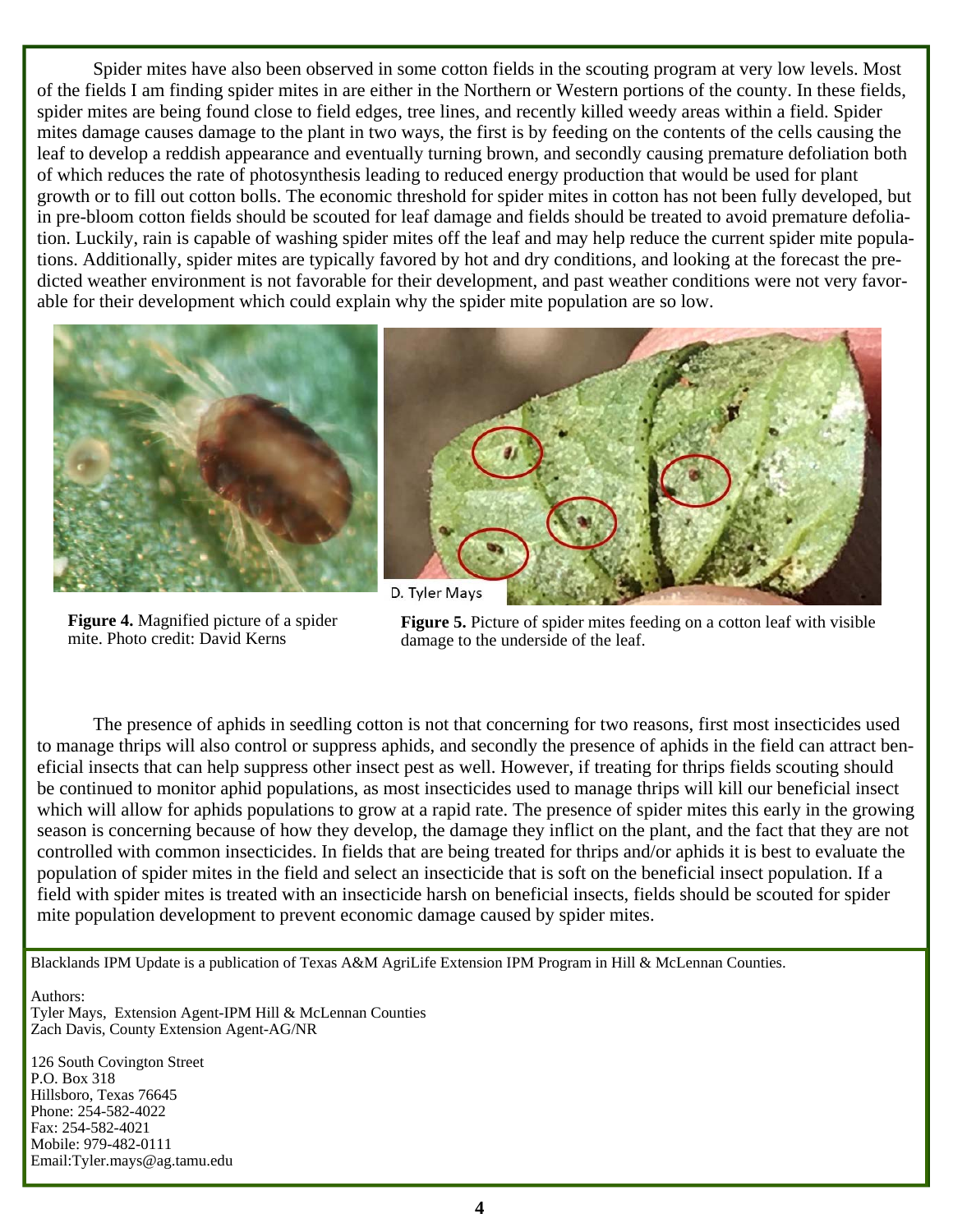Spider mites have also been observed in some cotton fields in the scouting program at very low levels. Most of the fields I am finding spider mites in are either in the Northern or Western portions of the county. In these fields, spider mites are being found close to field edges, tree lines, and recently killed weedy areas within a field. Spider mites damage causes damage to the plant in two ways, the first is by feeding on the contents of the cells causing the leaf to develop a reddish appearance and eventually turning brown, and secondly causing premature defoliation both of which reduces the rate of photosynthesis leading to reduced energy production that would be used for plant growth or to fill out cotton bolls. The economic threshold for spider mites in cotton has not been fully developed, but in pre-bloom cotton fields should be scouted for leaf damage and fields should be treated to avoid premature defoliation. Luckily, rain is capable of washing spider mites off the leaf and may help reduce the current spider mite populations. Additionally, spider mites are typically favored by hot and dry conditions, and looking at the forecast the predicted weather environment is not favorable for their development, and past weather conditions were not very favorable for their development which could explain why the spider mite population are so low.

**Figure 4.** Magnified picture of a spider mite. Photo credit: David Kerns

D. Tyler Mays

**Figure 5.** Picture of spider mites feeding on a cotton leaf with visible damage to the underside of the leaf.

The presence of aphids in seedling cotton is not that concerning for two reasons, first most insecticides used to manage thrips will also control or suppress aphids, and secondly the presence of aphids in the field can attract beneficial insects that can help suppress other insect pest as well. However, if treating for thrips fields scouting should be continued to monitor aphid populations, as most insecticides used to manage thrips will kill our beneficial insect which will allow for aphids populations to grow at a rapid rate. The presence of spider mites this early in the growing season is concerning because of how they develop, the damage they inflict on the plant, and the fact that they are not controlled with common insecticides. In fields that are being treated for thrips and/or aphids it is best to evaluate the population of spider mites in the field and select an insecticide that is soft on the beneficial insect population. If a field with spider mites is treated with an insecticide harsh on beneficial insects, fields should be scouted for spider mite population development to prevent economic damage caused by spider mites.

Blacklands IPM Update is a publication of Texas A&M AgriLife Extension IPM Program in Hill & McLennan Counties.

Authors:
Tyler Mays, Extension Agent-IPM Hill & McLennan Counties
Zach Davis, County Extension Agent-AG/NR

126 South Covington Street
P.O. Box 318
Hillsboro, Texas 76645
Phone: 254-582-4022
Fax: 254-582-4021
Mobile: 979-482-0111
Email:Tyler.mays@ag.tamu.edu